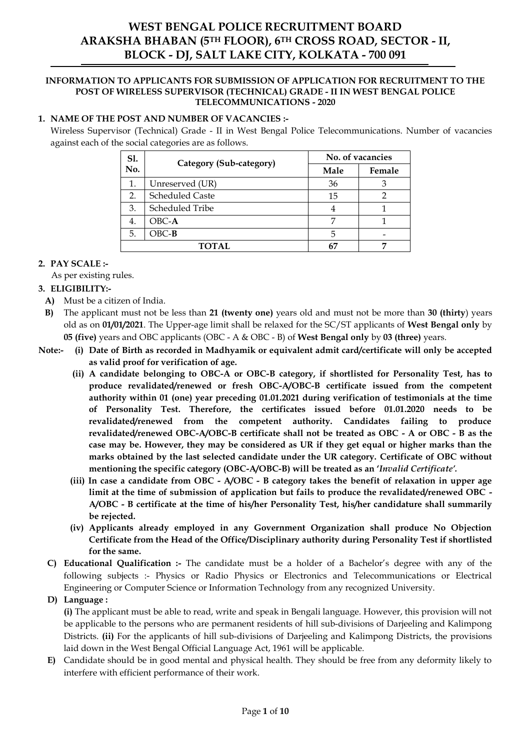# WEST BENGAL POLICE RECRUITMENT BOARD
# ARAKSHA BHABAN (5TH FLOOR), 6TH CROSS ROAD, SECTOR - II, BLOCK - DJ, SALT LAKE CITY, KOLKATA - 700 091

**INFORMATION TO APPLICANTS FOR SUBMISSION OF APPLICATION FOR RECRUITMENT TO THE POST OF WIRELESS SUPERVISOR (TECHNICAL) GRADE - II IN WEST BENGAL POLICE TELECOMMUNICATIONS - 2020**

**1. NAME OF THE POST AND NUMBER OF VACANCIES :-**

Wireless Supervisor (Technical) Grade - II in West Bengal Police Telecommunications. Number of vacancies against each of the social categories are as follows.

| Sl. No. | Category (Sub-category) | No. of vacancies | |
|---|---|---|---|
| | | Male | Female |
| 1. | Unreserved (UR) | 36 | 3 |
| 2. | Scheduled Caste | 15 | 2 |
| 3. | Scheduled Tribe | 4 | 1 |
| 4. | OBC-**A** | 7 | 1 |
| 5. | OBC-**B** | 5 | - |
| **TOTAL** | | **67** | **7** |

**2. PAY SCALE :-**

As per existing rules.

**3. ELIGIBILITY:-**

**A)** Must be a citizen of India.

**B)** The applicant must not be less than **21 (twenty one)** years old and must not be more than **30 (thirty**) years old as on **01/01/2021**. The Upper-age limit shall be relaxed for the SC/ST applicants of **West Bengal only** by **05 (five)** years and OBC applicants (OBC - A & OBC - B) of **West Bengal only** by **03 (three)** years.

**Note:-**

**(i) Date of Birth as recorded in Madhyamik or equivalent admit card/certificate will only be accepted as valid proof for verification of age.**

**(ii) A candidate belonging to OBC-A or OBC-B category, if shortlisted for Personality Test, has to produce revalidated/renewed or fresh OBC-A/OBC-B certificate issued from the competent authority within 01 (one) year preceding 01.01.2021 during verification of testimonials at the time of Personality Test. Therefore, the certificates issued before 01.01.2020 needs to be revalidated/renewed from the competent authority. Candidates failing to produce revalidated/renewed OBC-A/OBC-B certificate shall not be treated as OBC - A or OBC - B as the case may be. However, they may be considered as UR if they get equal or higher marks than the marks obtained by the last selected candidate under the UR category. Certificate of OBC without mentioning the specific category (OBC-A/OBC-B) will be treated as an '*Invalid Certificate*'.**

**(iii) In case a candidate from OBC - A/OBC - B category takes the benefit of relaxation in upper age limit at the time of submission of application but fails to produce the revalidated/renewed OBC - A/OBC - B certificate at the time of his/her Personality Test, his/her candidature shall summarily be rejected.**

**(iv) Applicants already employed in any Government Organization shall produce No Objection Certificate from the Head of the Office/Disciplinary authority during Personality Test if shortlisted for the same.**

**C) Educational Qualification :-** The candidate must be a holder of a Bachelor's degree with any of the following subjects :- Physics or Radio Physics or Electronics and Telecommunications or Electrical Engineering or Computer Science or Information Technology from any recognized University.

**D) Language :**

**(i)** The applicant must be able to read, write and speak in Bengali language. However, this provision will not be applicable to the persons who are permanent residents of hill sub-divisions of Darjeeling and Kalimpong Districts. **(ii)** For the applicants of hill sub-divisions of Darjeeling and Kalimpong Districts, the provisions laid down in the West Bengal Official Language Act, 1961 will be applicable.

**E)** Candidate should be in good mental and physical health. They should be free from any deformity likely to interfere with efficient performance of their work.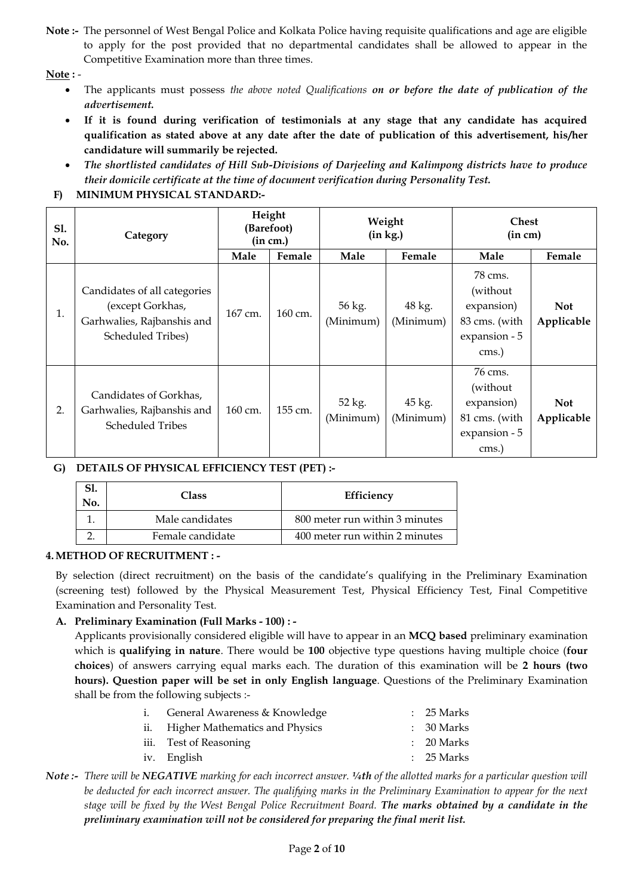**Note :-** The personnel of West Bengal Police and Kolkata Police having requisite qualifications and age are eligible to apply for the post provided that no departmental candidates shall be allowed to appear in the Competitive Examination more than three times.

**Note** : -

- The applicants must possess *the above noted Qualifications* ***on or before the date of publication of the advertisement.***
- **If it is found during verification of testimonials at any stage that any candidate has acquired qualification as stated above at any date after the date of publication of this advertisement, his/her candidature will summarily be rejected.**
- ***The shortlisted candidates of Hill Sub-Divisions of Darjeeling and Kalimpong districts have to produce their domicile certificate at the time of document verification during Personality Test.***

### F) MINIMUM PHYSICAL STANDARD:-

| Sl. No. | Category | Height (Barefoot) (in cm.) | | Weight (in kg.) | | Chest (in cm) | |
|---|---|---|---|---|---|---|---|
| | | Male | Female | Male | Female | Male | Female |
| 1. | Candidates of all categories (except Gorkhas, Garhwalies, Rajbanshis and Scheduled Tribes) | 167 cm. | 160 cm. | 56 kg. (Minimum) | 48 kg. (Minimum) | 78 cms. (without expansion) 83 cms. (with expansion - 5 cms.) | **Not Applicable** |
| 2. | Candidates of Gorkhas, Garhwalies, Rajbanshis and Scheduled Tribes | 160 cm. | 155 cm. | 52 kg. (Minimum) | 45 kg. (Minimum) | 76 cms. (without expansion) 81 cms. (with expansion - 5 cms.) | **Not Applicable** |

### G) DETAILS OF PHYSICAL EFFICIENCY TEST (PET) :-

| Sl. No. | Class | Efficiency |
|---|---|---|
| 1. | Male candidates | 800 meter run within 3 minutes |
| 2. | Female candidate | 400 meter run within 2 minutes |

### 4. METHOD OF RECRUITMENT : -

By selection (direct recruitment) on the basis of the candidate's qualifying in the Preliminary Examination (screening test) followed by the Physical Measurement Test, Physical Efficiency Test, Final Competitive Examination and Personality Test.

**A. Preliminary Examination (Full Marks - 100) : -**

Applicants provisionally considered eligible will have to appear in an **MCQ based** preliminary examination which is **qualifying in nature**. There would be **100** objective type questions having multiple choice (**four choices**) of answers carrying equal marks each. The duration of this examination will be **2 hours (two hours). Question paper will be set in only English language**. Questions of the Preliminary Examination shall be from the following subjects :-

| | | |
|---|---|---|
| i. | General Awareness & Knowledge | : 25 Marks |
| ii. | Higher Mathematics and Physics | : 30 Marks |
| iii. | Test of Reasoning | : 20 Marks |
| iv. | English | : 25 Marks |

***Note :-*** *There will be* ***NEGATIVE*** *marking for each incorrect answer.* ***¼th*** *of the allotted marks for a particular question will be deducted for each incorrect answer. The qualifying marks in the Preliminary Examination to appear for the next stage will be fixed by the West Bengal Police Recruitment Board.* ***The marks obtained by a candidate in the preliminary examination will not be considered for preparing the final merit list.***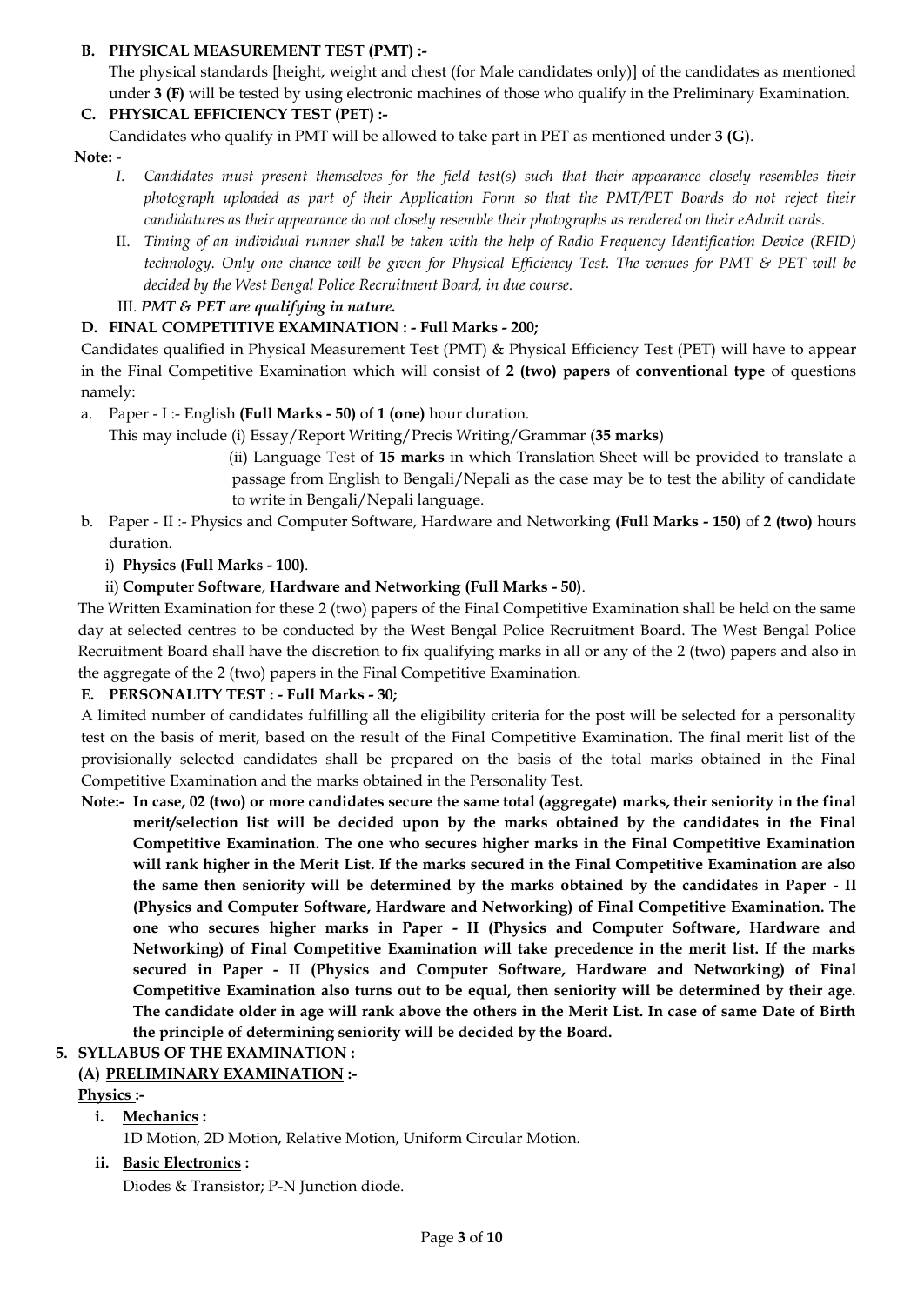**B. PHYSICAL MEASUREMENT TEST (PMT) :-**

The physical standards [height, weight and chest (for Male candidates only)] of the candidates as mentioned under **3 (F)** will be tested by using electronic machines of those who qualify in the Preliminary Examination.

**C. PHYSICAL EFFICIENCY TEST (PET) :-**

Candidates who qualify in PMT will be allowed to take part in PET as mentioned under **3 (G)**.

**Note:** -

I. *Candidates must present themselves for the field test(s) such that their appearance closely resembles their photograph uploaded as part of their Application Form so that the PMT/PET Boards do not reject their candidatures as their appearance do not closely resemble their photographs as rendered on their eAdmit cards.*

II. *Timing of an individual runner shall be taken with the help of Radio Frequency Identification Device (RFID) technology. Only one chance will be given for Physical Efficiency Test. The venues for PMT & PET will be decided by the West Bengal Police Recruitment Board, in due course.*

III. ***PMT & PET are qualifying in nature.***

**D. FINAL COMPETITIVE EXAMINATION : - Full Marks - 200;**

Candidates qualified in Physical Measurement Test (PMT) & Physical Efficiency Test (PET) will have to appear in the Final Competitive Examination which will consist of **2 (two) papers** of **conventional type** of questions namely:

a. Paper - I :- English **(Full Marks - 50)** of **1 (one)** hour duration.

This may include (i) Essay/Report Writing/Precis Writing/Grammar (**35 marks**)

(ii) Language Test of **15 marks** in which Translation Sheet will be provided to translate a passage from English to Bengali/Nepali as the case may be to test the ability of candidate to write in Bengali/Nepali language.

b. Paper - II :- Physics and Computer Software, Hardware and Networking **(Full Marks - 150)** of **2 (two)** hours duration.

i) **Physics (Full Marks - 100)**.

ii) **Computer Software**, **Hardware and Networking (Full Marks - 50)**.

The Written Examination for these 2 (two) papers of the Final Competitive Examination shall be held on the same day at selected centres to be conducted by the West Bengal Police Recruitment Board. The West Bengal Police Recruitment Board shall have the discretion to fix qualifying marks in all or any of the 2 (two) papers and also in the aggregate of the 2 (two) papers in the Final Competitive Examination.

**E. PERSONALITY TEST : - Full Marks - 30;**

A limited number of candidates fulfilling all the eligibility criteria for the post will be selected for a personality test on the basis of merit, based on the result of the Final Competitive Examination. The final merit list of the provisionally selected candidates shall be prepared on the basis of the total marks obtained in the Final Competitive Examination and the marks obtained in the Personality Test.

**Note:- In case, 02 (two) or more candidates secure the same total (aggregate) marks, their seniority in the final merit/selection list will be decided upon by the marks obtained by the candidates in the Final Competitive Examination. The one who secures higher marks in the Final Competitive Examination will rank higher in the Merit List. If the marks secured in the Final Competitive Examination are also the same then seniority will be determined by the marks obtained by the candidates in Paper - II (Physics and Computer Software, Hardware and Networking) of Final Competitive Examination. The one who secures higher marks in Paper - II (Physics and Computer Software, Hardware and Networking) of Final Competitive Examination will take precedence in the merit list. If the marks secured in Paper - II (Physics and Computer Software, Hardware and Networking) of Final Competitive Examination also turns out to be equal, then seniority will be determined by their age. The candidate older in age will rank above the others in the Merit List. In case of same Date of Birth the principle of determining seniority will be decided by the Board.**

**5. SYLLABUS OF THE EXAMINATION :**

**(A) <u>PRELIMINARY EXAMINATION</u> :-**

**<u>Physics</u> :-**

**i. <u>Mechanics</u> :**

1D Motion, 2D Motion, Relative Motion, Uniform Circular Motion.

**ii. <u>Basic Electronics</u> :**

Diodes & Transistor; P-N Junction diode.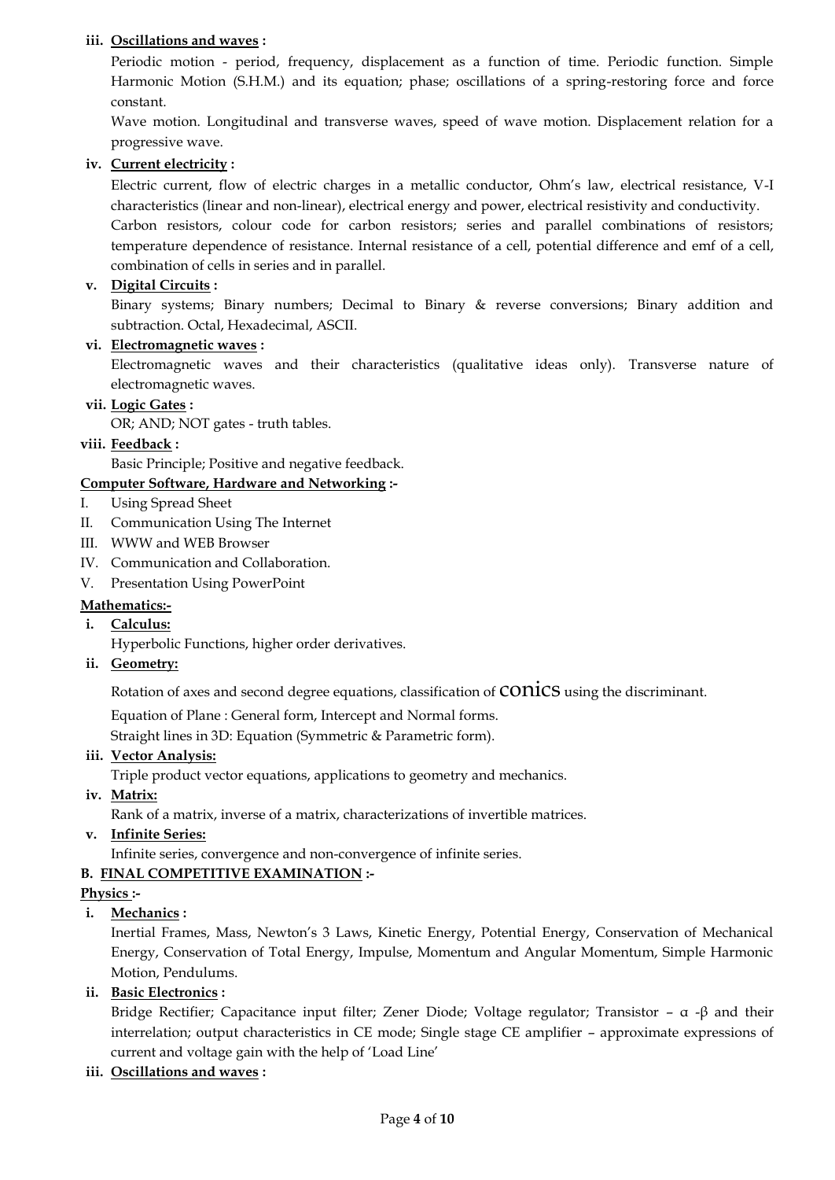**iii. Oscillations and waves :**

Periodic motion - period, frequency, displacement as a function of time. Periodic function. Simple Harmonic Motion (S.H.M.) and its equation; phase; oscillations of a spring-restoring force and force constant.

Wave motion. Longitudinal and transverse waves, speed of wave motion. Displacement relation for a progressive wave.

**iv. Current electricity :**

Electric current, flow of electric charges in a metallic conductor, Ohm's law, electrical resistance, V-I characteristics (linear and non-linear), electrical energy and power, electrical resistivity and conductivity.

Carbon resistors, colour code for carbon resistors; series and parallel combinations of resistors; temperature dependence of resistance. Internal resistance of a cell, potential difference and emf of a cell, combination of cells in series and in parallel.

**v. Digital Circuits :**

Binary systems; Binary numbers; Decimal to Binary & reverse conversions; Binary addition and subtraction. Octal, Hexadecimal, ASCII.

**vi. Electromagnetic waves :**

Electromagnetic waves and their characteristics (qualitative ideas only). Transverse nature of electromagnetic waves.

**vii. Logic Gates :**

OR; AND; NOT gates - truth tables.

**viii. Feedback :**

Basic Principle; Positive and negative feedback.

**Computer Software, Hardware and Networking :-**

I. Using Spread Sheet
II. Communication Using The Internet
III. WWW and WEB Browser
IV. Communication and Collaboration.
V. Presentation Using PowerPoint

**Mathematics:-**

**i. Calculus:**

Hyperbolic Functions, higher order derivatives.

**ii. Geometry:**

Rotation of axes and second degree equations, classification of conics using the discriminant.

Equation of Plane : General form, Intercept and Normal forms.

Straight lines in 3D: Equation (Symmetric & Parametric form).

**iii. Vector Analysis:**

Triple product vector equations, applications to geometry and mechanics.

**iv. Matrix:**

Rank of a matrix, inverse of a matrix, characterizations of invertible matrices.

**v. Infinite Series:**

Infinite series, convergence and non-convergence of infinite series.

**B. FINAL COMPETITIVE EXAMINATION :-**

**Physics :-**

**i. Mechanics :**

Inertial Frames, Mass, Newton's 3 Laws, Kinetic Energy, Potential Energy, Conservation of Mechanical Energy, Conservation of Total Energy, Impulse, Momentum and Angular Momentum, Simple Harmonic Motion, Pendulums.

**ii. Basic Electronics :**

Bridge Rectifier; Capacitance input filter; Zener Diode; Voltage regulator; Transistor – $\alpha$ -$\beta$ and their interrelation; output characteristics in CE mode; Single stage CE amplifier – approximate expressions of current and voltage gain with the help of 'Load Line'

**iii. Oscillations and waves :**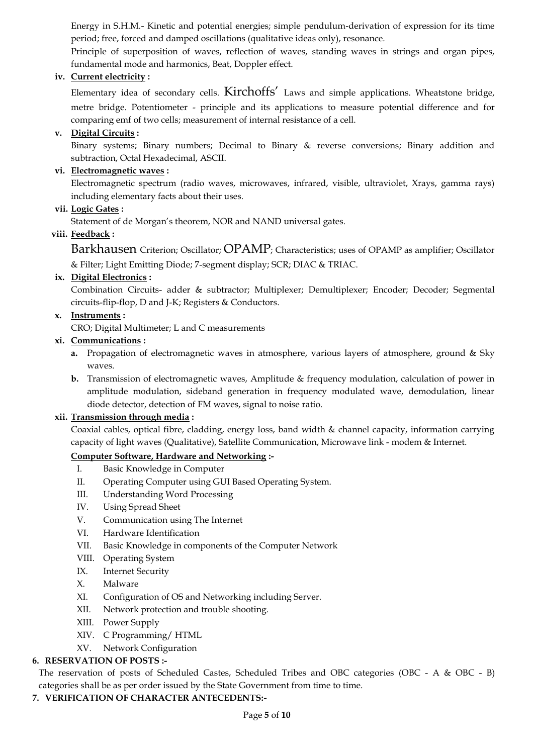Energy in S.H.M.- Kinetic and potential energies; simple pendulum-derivation of expression for its time period; free, forced and damped oscillations (qualitative ideas only), resonance.

Principle of superposition of waves, reflection of waves, standing waves in strings and organ pipes, fundamental mode and harmonics, Beat, Doppler effect.

**iv. Current electricity :**

Elementary idea of secondary cells. Kirchoffs' Laws and simple applications. Wheatstone bridge, metre bridge. Potentiometer - principle and its applications to measure potential difference and for comparing emf of two cells; measurement of internal resistance of a cell.

**v. Digital Circuits :**

Binary systems; Binary numbers; Decimal to Binary & reverse conversions; Binary addition and subtraction, Octal Hexadecimal, ASCII.

**vi. Electromagnetic waves :**

Electromagnetic spectrum (radio waves, microwaves, infrared, visible, ultraviolet, Xrays, gamma rays) including elementary facts about their uses.

**vii. Logic Gates :**

Statement of de Morgan's theorem, NOR and NAND universal gates.

**viii. Feedback :**

Barkhausen Criterion; Oscillator; OPAMP; Characteristics; uses of OPAMP as amplifier; Oscillator & Filter; Light Emitting Diode; 7-segment display; SCR; DIAC & TRIAC.

**ix. Digital Electronics :**

Combination Circuits- adder & subtractor; Multiplexer; Demultiplexer; Encoder; Decoder; Segmental circuits-flip-flop, D and J-K; Registers & Conductors.

**x. Instruments :**

CRO; Digital Multimeter; L and C measurements

**xi. Communications :**

a. Propagation of electromagnetic waves in atmosphere, various layers of atmosphere, ground & Sky waves.
b. Transmission of electromagnetic waves, Amplitude & frequency modulation, calculation of power in amplitude modulation, sideband generation in frequency modulated wave, demodulation, linear diode detector, detection of FM waves, signal to noise ratio.

**xii. Transmission through media :**

Coaxial cables, optical fibre, cladding, energy loss, band width & channel capacity, information carrying capacity of light waves (Qualitative), Satellite Communication, Microwave link - modem & Internet.

**Computer Software, Hardware and Networking :-**

I. Basic Knowledge in Computer
II. Operating Computer using GUI Based Operating System.
III. Understanding Word Processing
IV. Using Spread Sheet
V. Communication using The Internet
VI. Hardware Identification
VII. Basic Knowledge in components of the Computer Network
VIII. Operating System
IX. Internet Security
X. Malware
XI. Configuration of OS and Networking including Server.
XII. Network protection and trouble shooting.
XIII. Power Supply
XIV. C Programming/ HTML
XV. Network Configuration

**6. RESERVATION OF POSTS :-**

The reservation of posts of Scheduled Castes, Scheduled Tribes and OBC categories (OBC - A & OBC - B) categories shall be as per order issued by the State Government from time to time.

**7. VERIFICATION OF CHARACTER ANTECEDENTS:-**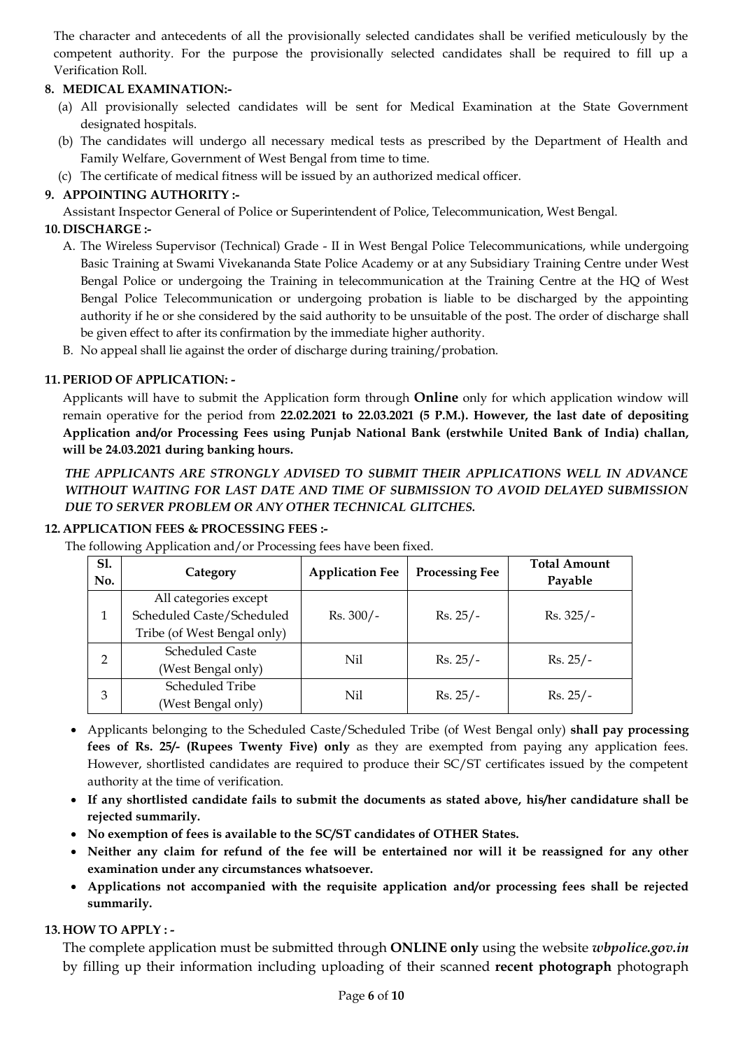The character and antecedents of all the provisionally selected candidates shall be verified meticulously by the competent authority. For the purpose the provisionally selected candidates shall be required to fill up a Verification Roll.

**8. MEDICAL EXAMINATION:-**

(a) All provisionally selected candidates will be sent for Medical Examination at the State Government designated hospitals.

(b) The candidates will undergo all necessary medical tests as prescribed by the Department of Health and Family Welfare, Government of West Bengal from time to time.

(c) The certificate of medical fitness will be issued by an authorized medical officer.

**9. APPOINTING AUTHORITY :-**

Assistant Inspector General of Police or Superintendent of Police, Telecommunication, West Bengal.

**10. DISCHARGE :-**

A. The Wireless Supervisor (Technical) Grade - II in West Bengal Police Telecommunications, while undergoing Basic Training at Swami Vivekananda State Police Academy or at any Subsidiary Training Centre under West Bengal Police or undergoing the Training in telecommunication at the Training Centre at the HQ of West Bengal Police Telecommunication or undergoing probation is liable to be discharged by the appointing authority if he or she considered by the said authority to be unsuitable of the post. The order of discharge shall be given effect to after its confirmation by the immediate higher authority.

B. No appeal shall lie against the order of discharge during training/probation.

**11. PERIOD OF APPLICATION: -**

Applicants will have to submit the Application form through **Online** only for which application window will remain operative for the period from **22.02.2021 to 22.03.2021 (5 P.M.). However, the last date of depositing Application and/or Processing Fees using Punjab National Bank (erstwhile United Bank of India) challan, will be 24.03.2021 during banking hours.**

***THE APPLICANTS ARE STRONGLY ADVISED TO SUBMIT THEIR APPLICATIONS WELL IN ADVANCE WITHOUT WAITING FOR LAST DATE AND TIME OF SUBMISSION TO AVOID DELAYED SUBMISSION DUE TO SERVER PROBLEM OR ANY OTHER TECHNICAL GLITCHES.***

**12. APPLICATION FEES & PROCESSING FEES :-**

The following Application and/or Processing fees have been fixed.

| Sl. No. | Category | Application Fee | Processing Fee | Total Amount Payable |
|---|---|---|---|---|
| 1 | All categories except Scheduled Caste/Scheduled Tribe (of West Bengal only) | Rs. 300/- | Rs. 25/- | Rs. 325/- |
| 2 | Scheduled Caste (West Bengal only) | Nil | Rs. 25/- | Rs. 25/- |
| 3 | Scheduled Tribe (West Bengal only) | Nil | Rs. 25/- | Rs. 25/- |

- Applicants belonging to the Scheduled Caste/Scheduled Tribe (of West Bengal only) **shall pay processing fees of Rs. 25/- (Rupees Twenty Five) only** as they are exempted from paying any application fees. However, shortlisted candidates are required to produce their SC/ST certificates issued by the competent authority at the time of verification.
- **If any shortlisted candidate fails to submit the documents as stated above, his/her candidature shall be rejected summarily.**
- **No exemption of fees is available to the SC/ST candidates of OTHER States.**
- **Neither any claim for refund of the fee will be entertained nor will it be reassigned for any other examination under any circumstances whatsoever.**
- **Applications not accompanied with the requisite application and/or processing fees shall be rejected summarily.**

**13. HOW TO APPLY : -**

The complete application must be submitted through **ONLINE only** using the website ***wbpolice.gov.in*** by filling up their information including uploading of their scanned **recent photograph** photograph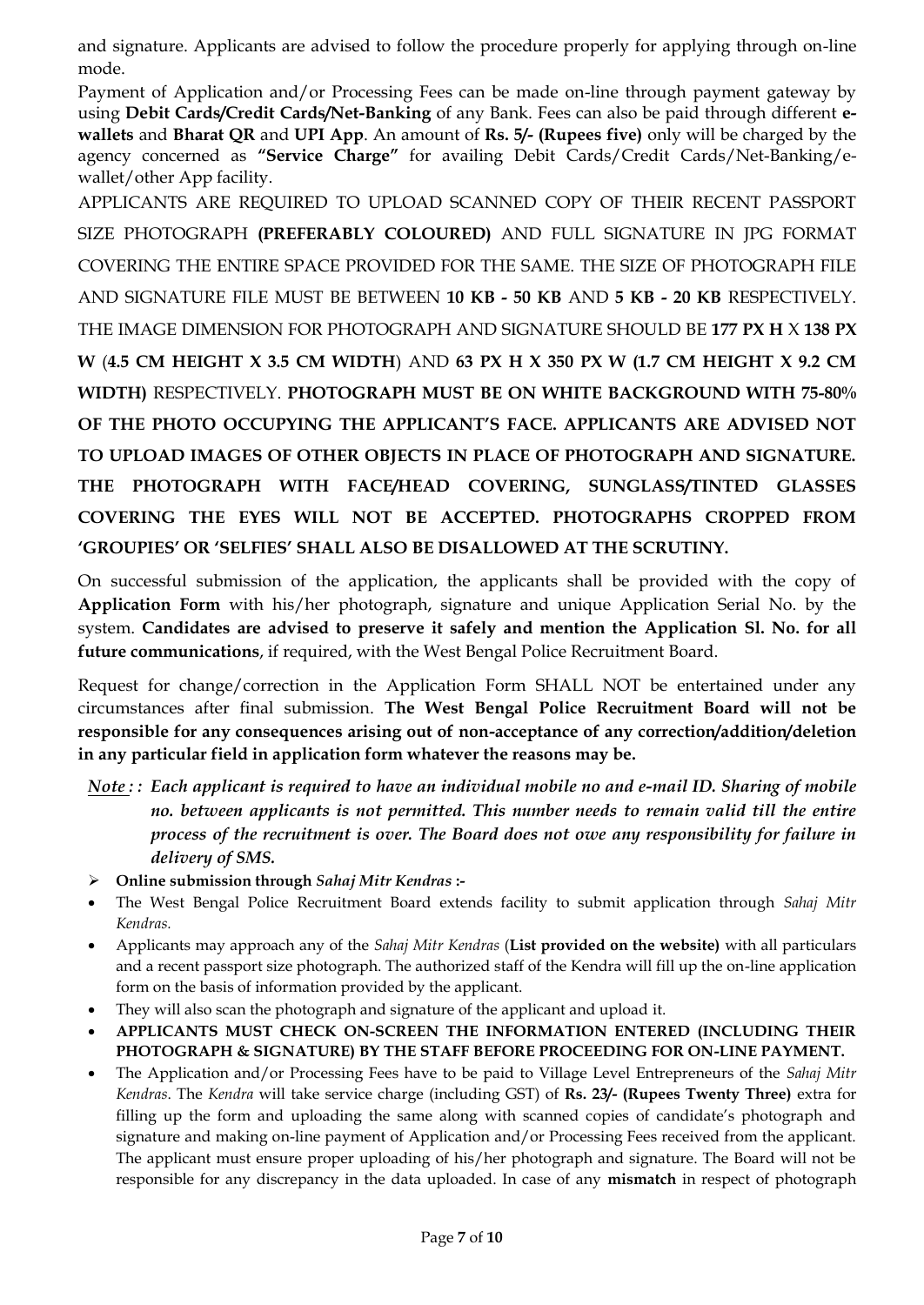and signature. Applicants are advised to follow the procedure properly for applying through on-line mode.

Payment of Application and/or Processing Fees can be made on-line through payment gateway by using **Debit Cards/Credit Cards/Net-Banking** of any Bank. Fees can also be paid through different **e-wallets** and **Bharat QR** and **UPI App**. An amount of **Rs. 5/- (Rupees five)** only will be charged by the agency concerned as **"Service Charge"** for availing Debit Cards/Credit Cards/Net-Banking/e-wallet/other App facility.

APPLICANTS ARE REQUIRED TO UPLOAD SCANNED COPY OF THEIR RECENT PASSPORT SIZE PHOTOGRAPH **(PREFERABLY COLOURED)** AND FULL SIGNATURE IN JPG FORMAT COVERING THE ENTIRE SPACE PROVIDED FOR THE SAME. THE SIZE OF PHOTOGRAPH FILE AND SIGNATURE FILE MUST BE BETWEEN **10 KB - 50 KB** AND **5 KB - 20 KB** RESPECTIVELY. THE IMAGE DIMENSION FOR PHOTOGRAPH AND SIGNATURE SHOULD BE **177 PX H** X **138 PX W** (**4.5 CM HEIGHT X 3.5 CM WIDTH**) AND **63 PX H X 350 PX W (1.7 CM HEIGHT X 9.2 CM WIDTH)** RESPECTIVELY. **PHOTOGRAPH MUST BE ON WHITE BACKGROUND WITH 75-80% OF THE PHOTO OCCUPYING THE APPLICANT'S FACE. APPLICANTS ARE ADVISED NOT TO UPLOAD IMAGES OF OTHER OBJECTS IN PLACE OF PHOTOGRAPH AND SIGNATURE. THE PHOTOGRAPH WITH FACE/HEAD COVERING, SUNGLASS/TINTED GLASSES COVERING THE EYES WILL NOT BE ACCEPTED. PHOTOGRAPHS CROPPED FROM 'GROUPIES' OR 'SELFIES' SHALL ALSO BE DISALLOWED AT THE SCRUTINY.**

On successful submission of the application, the applicants shall be provided with the copy of **Application Form** with his/her photograph, signature and unique Application Serial No. by the system. **Candidates are advised to preserve it safely and mention the Application Sl. No. for all future communications**, if required, with the West Bengal Police Recruitment Board.

Request for change/correction in the Application Form SHALL NOT be entertained under any circumstances after final submission. **The West Bengal Police Recruitment Board will not be responsible for any consequences arising out of non-acceptance of any correction/addition/deletion in any particular field in application form whatever the reasons may be.**

*__Note__ : : **Each applicant is required to have an individual mobile no and e-mail ID. Sharing of mobile no. between applicants is not permitted. This number needs to remain valid till the entire process of the recruitment is over. The Board does not owe any responsibility for failure in delivery of SMS.***

- **Online submission through *Sahaj Mitr Kendras* :-**

- The West Bengal Police Recruitment Board extends facility to submit application through *Sahaj Mitr Kendras.*
- Applicants may approach any of the *Sahaj Mitr Kendras* (**List provided on the website)** with all particulars and a recent passport size photograph. The authorized staff of the Kendra will fill up the on-line application form on the basis of information provided by the applicant.
- They will also scan the photograph and signature of the applicant and upload it.
- **APPLICANTS MUST CHECK ON-SCREEN THE INFORMATION ENTERED (INCLUDING THEIR PHOTOGRAPH & SIGNATURE) BY THE STAFF BEFORE PROCEEDING FOR ON-LINE PAYMENT.**
- The Application and/or Processing Fees have to be paid to Village Level Entrepreneurs of the *Sahaj Mitr Kendras*. The *Kendra* will take service charge (including GST) of **Rs. 23/- (Rupees Twenty Three)** extra for filling up the form and uploading the same along with scanned copies of candidate's photograph and signature and making on-line payment of Application and/or Processing Fees received from the applicant. The applicant must ensure proper uploading of his/her photograph and signature. The Board will not be responsible for any discrepancy in the data uploaded. In case of any **mismatch** in respect of photograph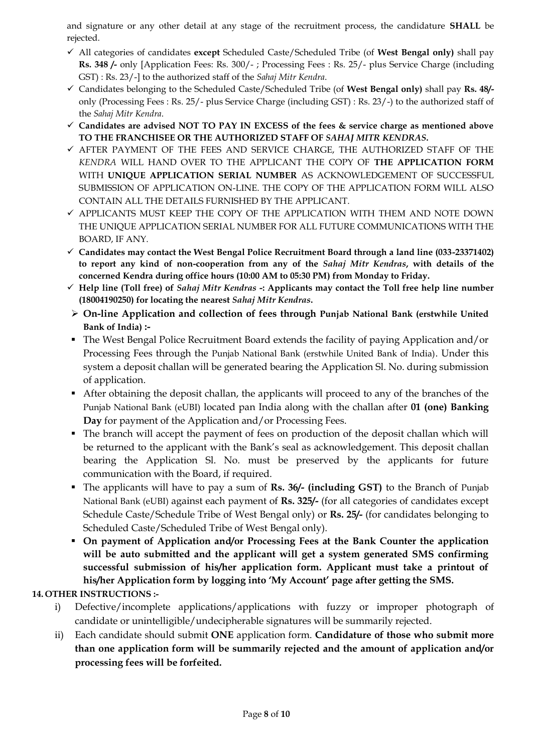and signature or any other detail at any stage of the recruitment process, the candidature **SHALL** be rejected.

- ✓ All categories of candidates **except** Scheduled Caste/Scheduled Tribe (of **West Bengal only)** shall pay **Rs. 348 /-** only [Application Fees: Rs. 300/- ; Processing Fees : Rs. 25/- plus Service Charge (including GST) : Rs. 23/-] to the authorized staff of the *Sahaj Mitr Kendra*.
- ✓ Candidates belonging to the Scheduled Caste/Scheduled Tribe (of **West Bengal only)** shall pay **Rs. 48/-** only (Processing Fees : Rs. 25/- plus Service Charge (including GST) : Rs. 23/-) to the authorized staff of the *Sahaj Mitr Kendra*.
- ✓ **Candidates are advised NOT TO PAY IN EXCESS of the fees & service charge as mentioned above TO THE FRANCHISEE OR THE AUTHORIZED STAFF OF *SAHAJ MITR KENDRAS*.**
- ✓ AFTER PAYMENT OF THE FEES AND SERVICE CHARGE, THE AUTHORIZED STAFF OF THE *KENDRA* WILL HAND OVER TO THE APPLICANT THE COPY OF **THE APPLICATION FORM** WITH **UNIQUE APPLICATION SERIAL NUMBER** AS ACKNOWLEDGEMENT OF SUCCESSFUL SUBMISSION OF APPLICATION ON-LINE. THE COPY OF THE APPLICATION FORM WILL ALSO CONTAIN ALL THE DETAILS FURNISHED BY THE APPLICANT.
- ✓ APPLICANTS MUST KEEP THE COPY OF THE APPLICATION WITH THEM AND NOTE DOWN THE UNIQUE APPLICATION SERIAL NUMBER FOR ALL FUTURE COMMUNICATIONS WITH THE BOARD, IF ANY.
- ✓ **Candidates may contact the West Bengal Police Recruitment Board through a land line (033-23371402) to report any kind of non-cooperation from any of the *Sahaj Mitr Kendras*, with details of the concerned Kendra during office hours (10:00 AM to 05:30 PM) from Monday to Friday.**
- ✓ **Help line (Toll free) of *Sahaj Mitr Kendras* -: Applicants may contact the Toll free help line number (18004190250) for locating the nearest *Sahaj Mitr Kendras*.**

➢ **On-line Application and collection of fees through Punjab National Bank (erstwhile United Bank of India) :-**

- The West Bengal Police Recruitment Board extends the facility of paying Application and/or Processing Fees through the Punjab National Bank (erstwhile United Bank of India). Under this system a deposit challan will be generated bearing the Application Sl. No. during submission of application.
- After obtaining the deposit challan, the applicants will proceed to any of the branches of the Punjab National Bank (eUBI) located pan India along with the challan after **01 (one) Banking Day** for payment of the Application and/or Processing Fees.
- The branch will accept the payment of fees on production of the deposit challan which will be returned to the applicant with the Bank's seal as acknowledgement. This deposit challan bearing the Application Sl. No. must be preserved by the applicants for future communication with the Board, if required.
- The applicants will have to pay a sum of **Rs. 36/- (including GST)** to the Branch of Punjab National Bank (eUBI) against each payment of **Rs. 325/-** (for all categories of candidates except Schedule Caste/Schedule Tribe of West Bengal only) or **Rs. 25/-** (for candidates belonging to Scheduled Caste/Scheduled Tribe of West Bengal only).
- **On payment of Application and/or Processing Fees at the Bank Counter the application will be auto submitted and the applicant will get a system generated SMS confirming successful submission of his/her application form. Applicant must take a printout of his/her Application form by logging into 'My Account' page after getting the SMS.**

**14. OTHER INSTRUCTIONS :-**

i) Defective/incomplete applications/applications with fuzzy or improper photograph of candidate or unintelligible/undecipherable signatures will be summarily rejected.

ii) Each candidate should submit **ONE** application form. **Candidature of those who submit more than one application form will be summarily rejected and the amount of application and/or processing fees will be forfeited.**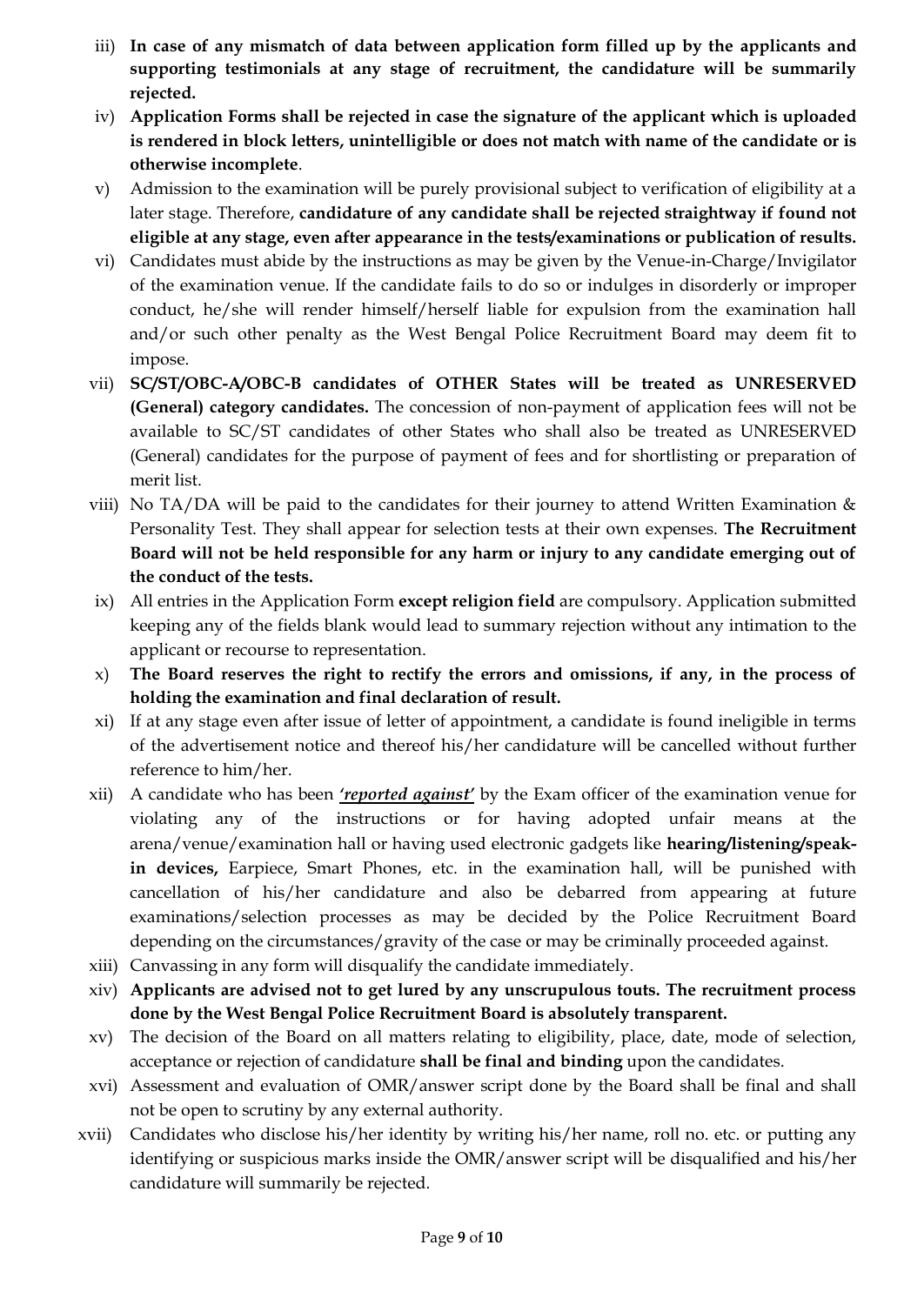iii) **In case of any mismatch of data between application form filled up by the applicants and supporting testimonials at any stage of recruitment, the candidature will be summarily rejected.**

iv) **Application Forms shall be rejected in case the signature of the applicant which is uploaded is rendered in block letters, unintelligible or does not match with name of the candidate or is otherwise incomplete**.

v) Admission to the examination will be purely provisional subject to verification of eligibility at a later stage. Therefore, **candidature of any candidate shall be rejected straightway if found not eligible at any stage, even after appearance in the tests/examinations or publication of results.**

vi) Candidates must abide by the instructions as may be given by the Venue-in-Charge/Invigilator of the examination venue. If the candidate fails to do so or indulges in disorderly or improper conduct, he/she will render himself/herself liable for expulsion from the examination hall and/or such other penalty as the West Bengal Police Recruitment Board may deem fit to impose.

vii) **SC/ST/OBC-A/OBC-B candidates of OTHER States will be treated as UNRESERVED (General) category candidates.** The concession of non-payment of application fees will not be available to SC/ST candidates of other States who shall also be treated as UNRESERVED (General) candidates for the purpose of payment of fees and for shortlisting or preparation of merit list.

viii) No TA/DA will be paid to the candidates for their journey to attend Written Examination & Personality Test. They shall appear for selection tests at their own expenses. **The Recruitment Board will not be held responsible for any harm or injury to any candidate emerging out of the conduct of the tests.**

ix) All entries in the Application Form **except religion field** are compulsory. Application submitted keeping any of the fields blank would lead to summary rejection without any intimation to the applicant or recourse to representation.

x) **The Board reserves the right to rectify the errors and omissions, if any, in the process of holding the examination and final declaration of result.**

xi) If at any stage even after issue of letter of appointment, a candidate is found ineligible in terms of the advertisement notice and thereof his/her candidature will be cancelled without further reference to him/her.

xii) A candidate who has been ***'reported against'*** by the Exam officer of the examination venue for violating any of the instructions or for having adopted unfair means at the arena/venue/examination hall or having used electronic gadgets like **hearing/listening/speak-in devices,** Earpiece, Smart Phones, etc. in the examination hall, will be punished with cancellation of his/her candidature and also be debarred from appearing at future examinations/selection processes as may be decided by the Police Recruitment Board depending on the circumstances/gravity of the case or may be criminally proceeded against.

xiii) Canvassing in any form will disqualify the candidate immediately.

xiv) **Applicants are advised not to get lured by any unscrupulous touts. The recruitment process done by the West Bengal Police Recruitment Board is absolutely transparent.**

xv) The decision of the Board on all matters relating to eligibility, place, date, mode of selection, acceptance or rejection of candidature **shall be final and binding** upon the candidates.

xvi) Assessment and evaluation of OMR/answer script done by the Board shall be final and shall not be open to scrutiny by any external authority.

xvii) Candidates who disclose his/her identity by writing his/her name, roll no. etc. or putting any identifying or suspicious marks inside the OMR/answer script will be disqualified and his/her candidature will summarily be rejected.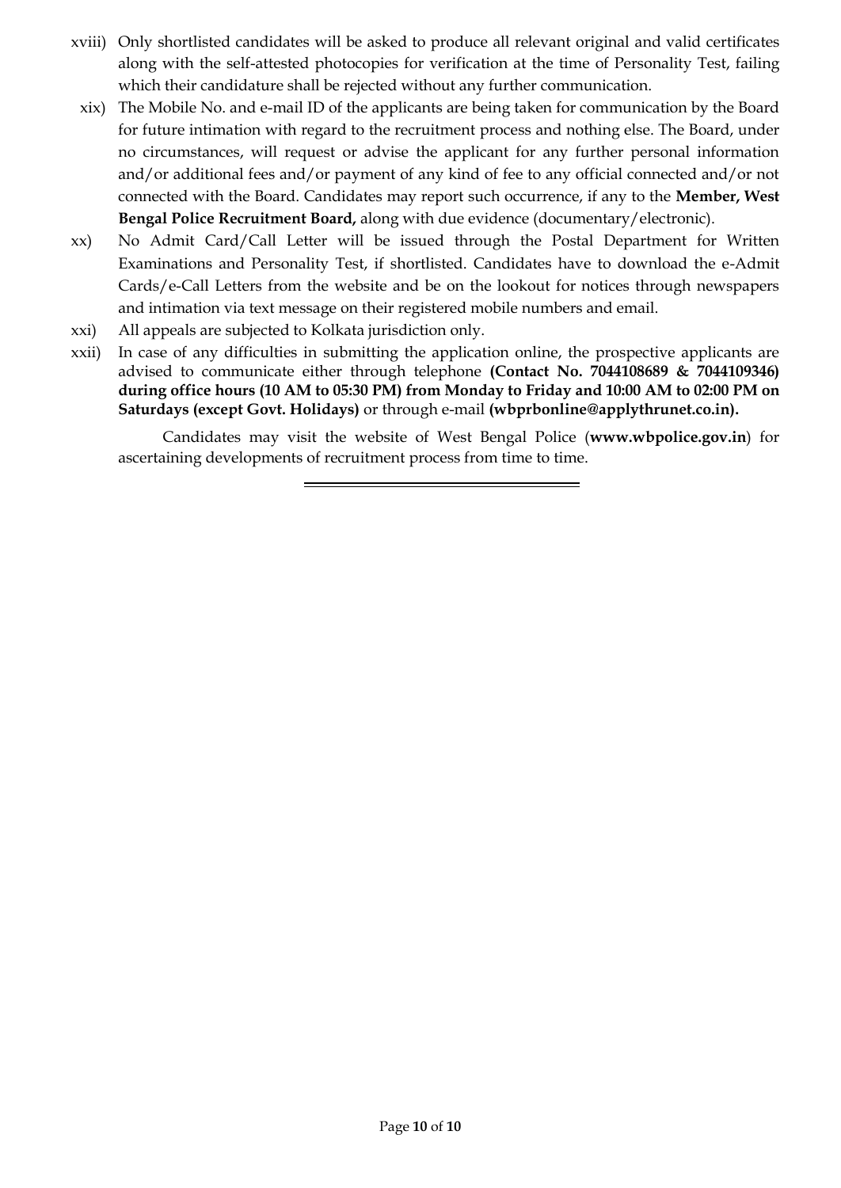xviii) Only shortlisted candidates will be asked to produce all relevant original and valid certificates along with the self-attested photocopies for verification at the time of Personality Test, failing which their candidature shall be rejected without any further communication.

xix) The Mobile No. and e-mail ID of the applicants are being taken for communication by the Board for future intimation with regard to the recruitment process and nothing else. The Board, under no circumstances, will request or advise the applicant for any further personal information and/or additional fees and/or payment of any kind of fee to any official connected and/or not connected with the Board. Candidates may report such occurrence, if any to the **Member, West Bengal Police Recruitment Board,** along with due evidence (documentary/electronic).

xx) No Admit Card/Call Letter will be issued through the Postal Department for Written Examinations and Personality Test, if shortlisted. Candidates have to download the e-Admit Cards/e-Call Letters from the website and be on the lookout for notices through newspapers and intimation via text message on their registered mobile numbers and email.

xxi) All appeals are subjected to Kolkata jurisdiction only.

xxii) In case of any difficulties in submitting the application online, the prospective applicants are advised to communicate either through telephone **(Contact No. 7044108689 & 7044109346) during office hours (10 AM to 05:30 PM) from Monday to Friday and 10:00 AM to 02:00 PM on Saturdays (except Govt. Holidays)** or through e-mail **(wbprbonline@applythrunet.co.in).**

Candidates may visit the website of West Bengal Police (**www.wbpolice.gov.in**) for ascertaining developments of recruitment process from time to time.